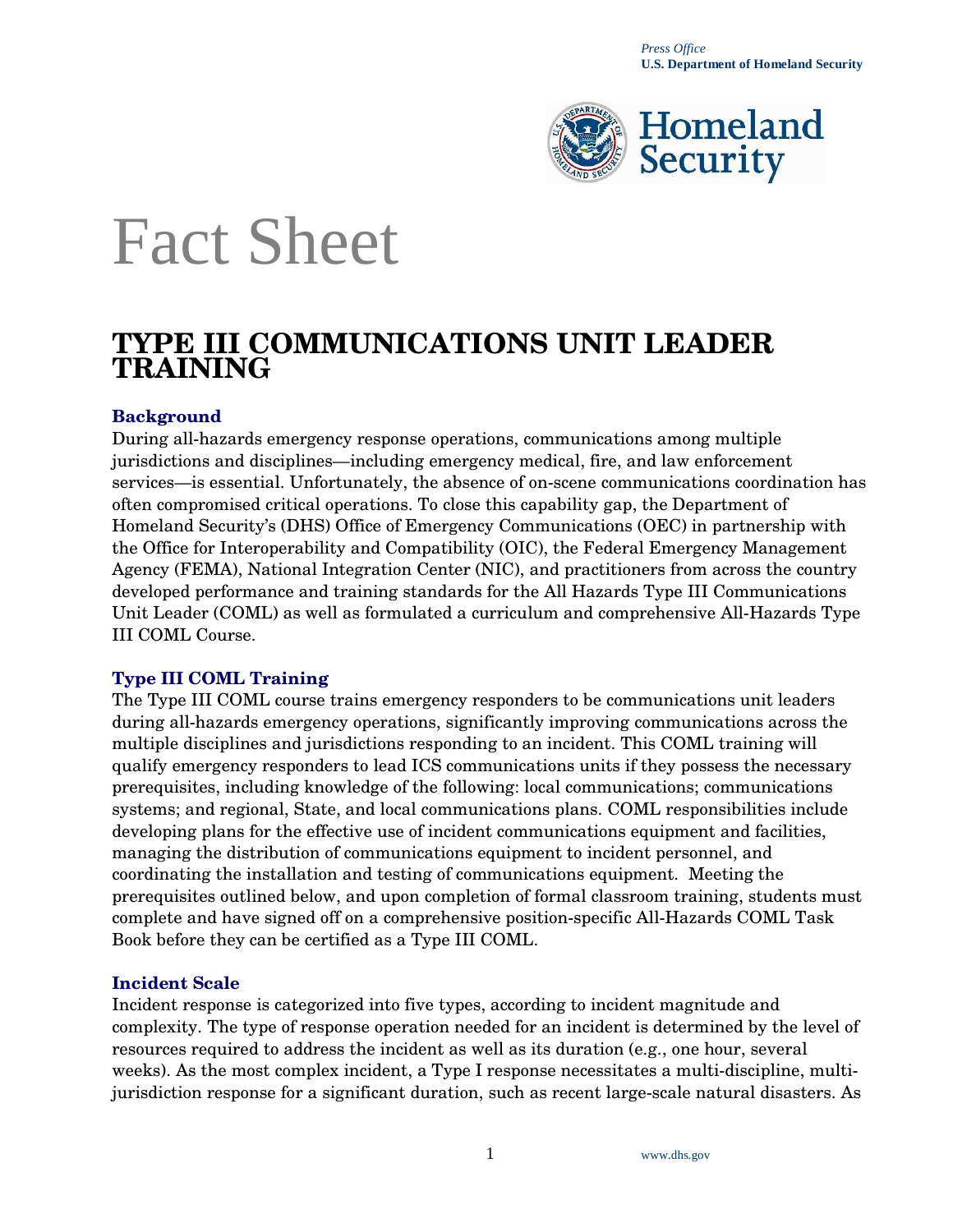*Press Office*
**U.S. Department of Homeland Security**

# Fact Sheet

## TYPE III COMMUNICATIONS UNIT LEADER TRAINING

### Background

During all-hazards emergency response operations, communications among multiple jurisdictions and disciplines—including emergency medical, fire, and law enforcement services—is essential. Unfortunately, the absence of on-scene communications coordination has often compromised critical operations. To close this capability gap, the Department of Homeland Security's (DHS) Office of Emergency Communications (OEC) in partnership with the Office for Interoperability and Compatibility (OIC), the Federal Emergency Management Agency (FEMA), National Integration Center (NIC), and practitioners from across the country developed performance and training standards for the All Hazards Type III Communications Unit Leader (COML) as well as formulated a curriculum and comprehensive All-Hazards Type III COML Course.

### Type III COML Training

The Type III COML course trains emergency responders to be communications unit leaders during all-hazards emergency operations, significantly improving communications across the multiple disciplines and jurisdictions responding to an incident. This COML training will qualify emergency responders to lead ICS communications units if they possess the necessary prerequisites, including knowledge of the following: local communications; communications systems; and regional, State, and local communications plans. COML responsibilities include developing plans for the effective use of incident communications equipment and facilities, managing the distribution of communications equipment to incident personnel, and coordinating the installation and testing of communications equipment. Meeting the prerequisites outlined below, and upon completion of formal classroom training, students must complete and have signed off on a comprehensive position-specific All-Hazards COML Task Book before they can be certified as a Type III COML.

### Incident Scale

Incident response is categorized into five types, according to incident magnitude and complexity. The type of response operation needed for an incident is determined by the level of resources required to address the incident as well as its duration (e.g., one hour, several weeks). As the most complex incident, a Type I response necessitates a multi-discipline, multi-jurisdiction response for a significant duration, such as recent large-scale natural disasters. As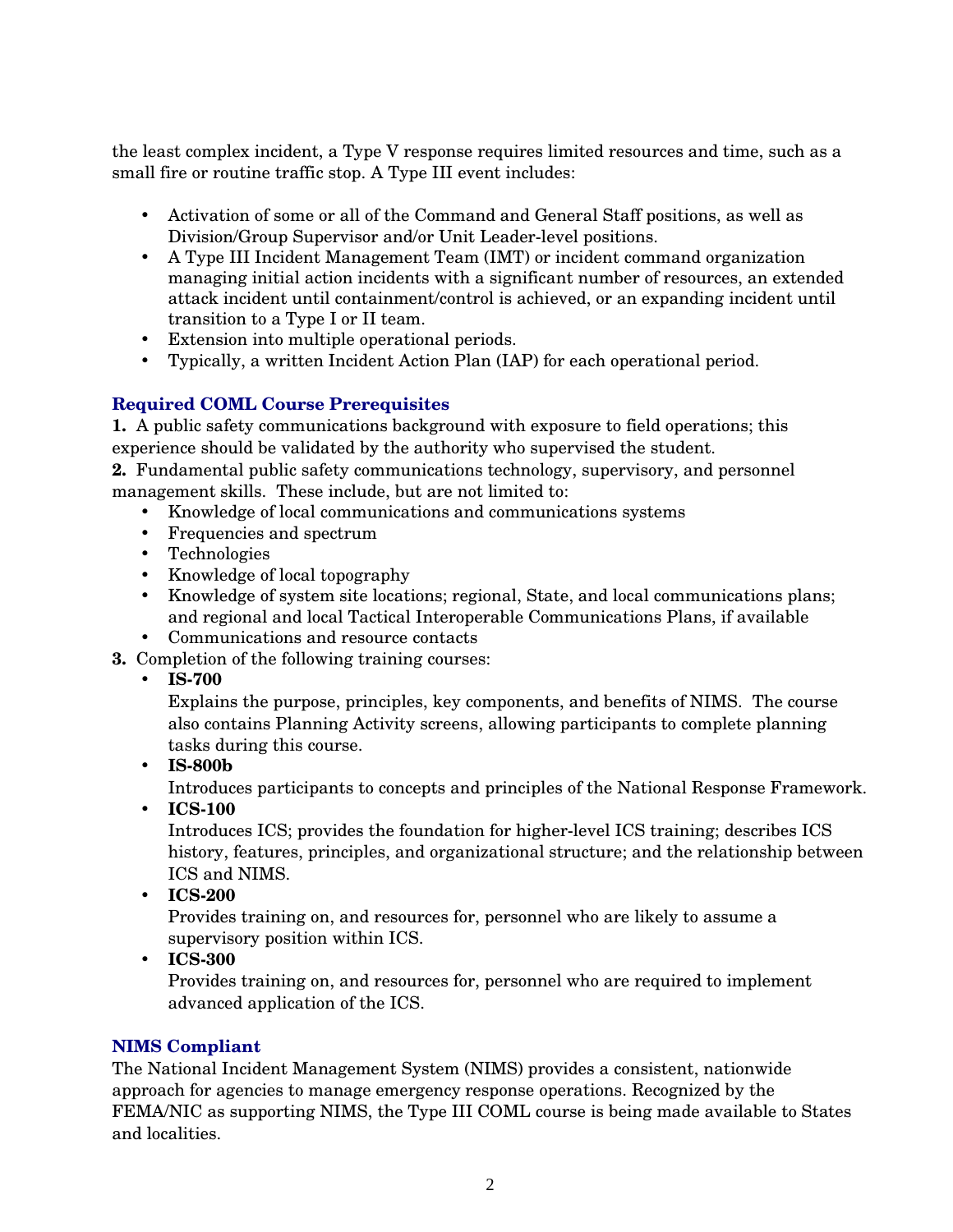the least complex incident, a Type V response requires limited resources and time, such as a small fire or routine traffic stop. A Type III event includes:

- Activation of some or all of the Command and General Staff positions, as well as Division/Group Supervisor and/or Unit Leader-level positions.
- A Type III Incident Management Team (IMT) or incident command organization managing initial action incidents with a significant number of resources, an extended attack incident until containment/control is achieved, or an expanding incident until transition to a Type I or II team.
- Extension into multiple operational periods.
- Typically, a written Incident Action Plan (IAP) for each operational period.

### Required COML Course Prerequisites

**1.** A public safety communications background with exposure to field operations; this experience should be validated by the authority who supervised the student.

**2.** Fundamental public safety communications technology, supervisory, and personnel management skills. These include, but are not limited to:

- Knowledge of local communications and communications systems
- Frequencies and spectrum
- Technologies
- Knowledge of local topography
- Knowledge of system site locations; regional, State, and local communications plans; and regional and local Tactical Interoperable Communications Plans, if available
- Communications and resource contacts

**3.** Completion of the following training courses:

- **IS-700**
  Explains the purpose, principles, key components, and benefits of NIMS. The course also contains Planning Activity screens, allowing participants to complete planning tasks during this course.
- **IS-800b**
  Introduces participants to concepts and principles of the National Response Framework.
- **ICS-100**
  Introduces ICS; provides the foundation for higher-level ICS training; describes ICS history, features, principles, and organizational structure; and the relationship between ICS and NIMS.
- **ICS-200**
  Provides training on, and resources for, personnel who are likely to assume a supervisory position within ICS.
- **ICS-300**
  Provides training on, and resources for, personnel who are required to implement advanced application of the ICS.

### NIMS Compliant

The National Incident Management System (NIMS) provides a consistent, nationwide approach for agencies to manage emergency response operations. Recognized by the FEMA/NIC as supporting NIMS, the Type III COML course is being made available to States and localities.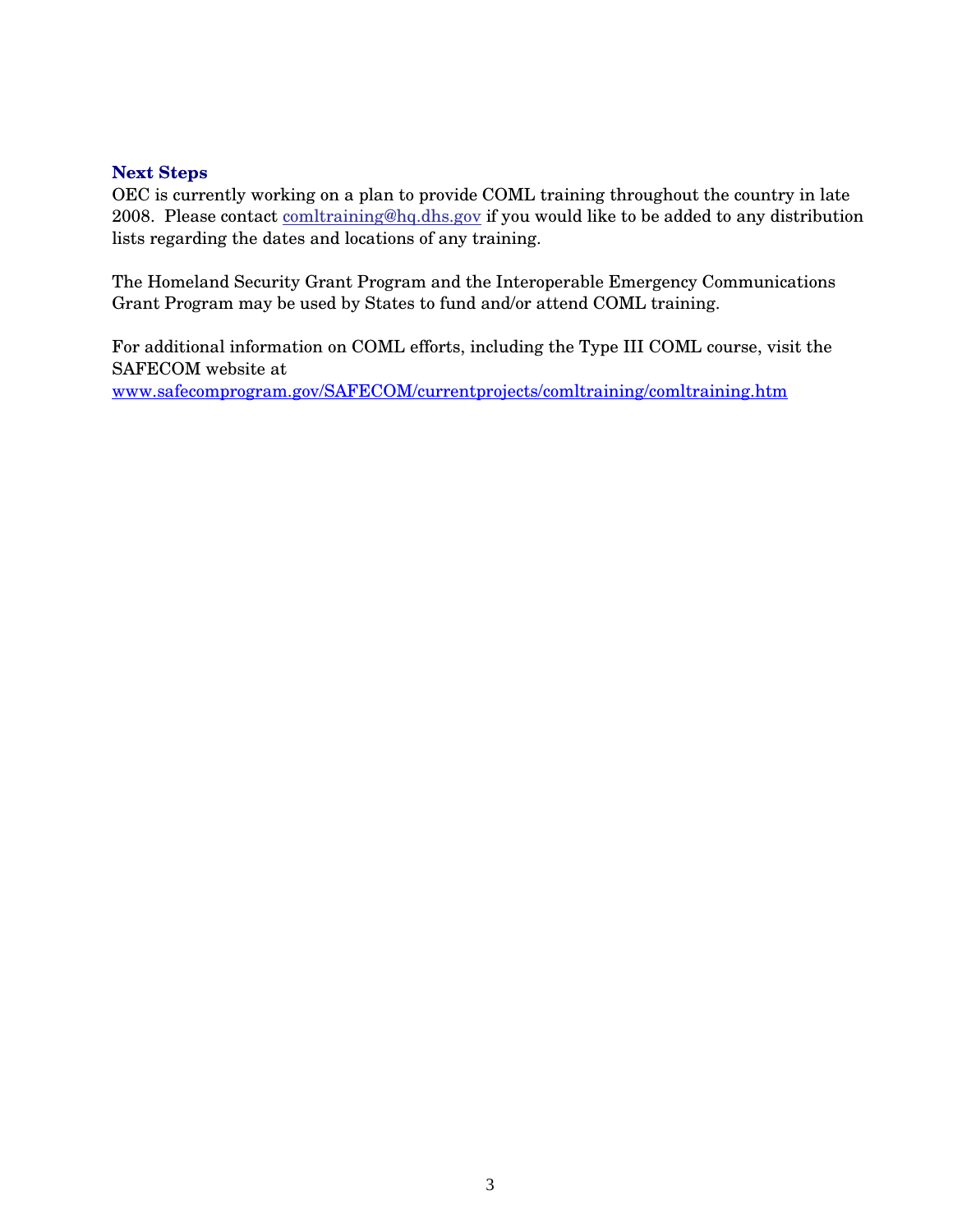### Next Steps

OEC is currently working on a plan to provide COML training throughout the country in late 2008. Please contact comltraining@hq.dhs.gov if you would like to be added to any distribution lists regarding the dates and locations of any training.

The Homeland Security Grant Program and the Interoperable Emergency Communications Grant Program may be used by States to fund and/or attend COML training.

For additional information on COML efforts, including the Type III COML course, visit the SAFECOM website at www.safecomprogram.gov/SAFECOM/currentprojects/comltraining/comltraining.htm